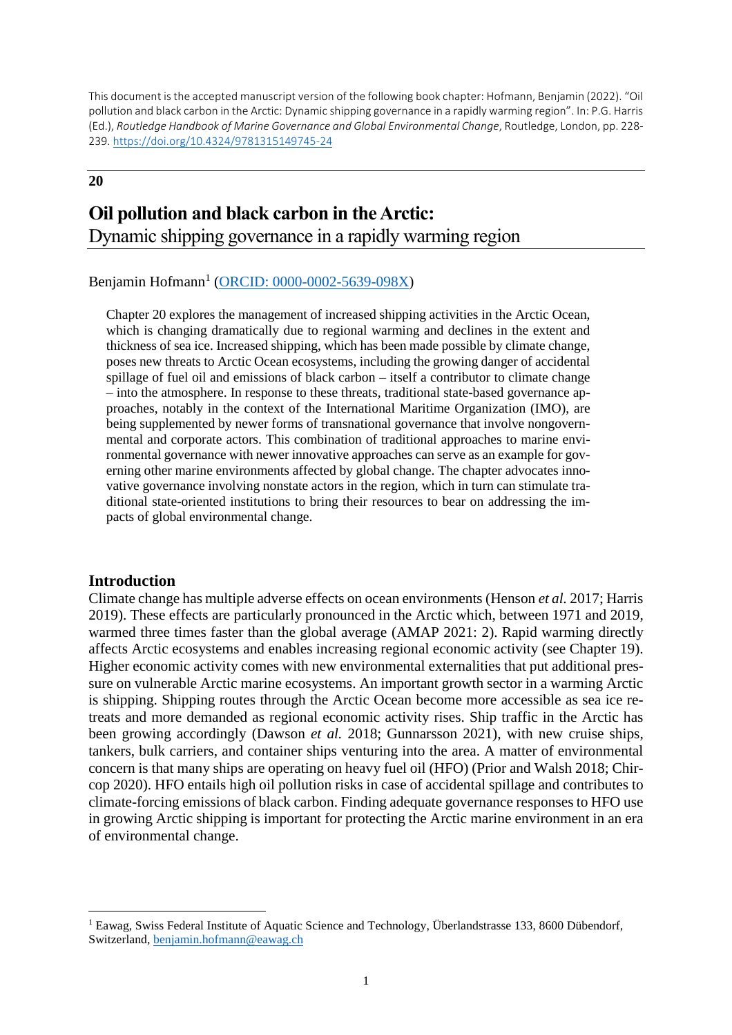This document is the accepted manuscript version of the following book chapter: Hofmann, Benjamin (2022). "Oil pollution and black carbon in the Arctic: Dynamic shipping governance in a rapidly warming region". In: P.G. Harris (Ed.), *Routledge Handbook of Marine Governance and Global Environmental Change*, Routledge, London, pp. 228-239. https://doi.org/10.4324/9781315149745-24

**20**

# Oil pollution and black carbon in the Arctic:

Dynamic shipping governance in a rapidly warming region

Benjamin Hofmann[1] (ORCID: 0000-0002-5639-098X)

> Chapter 20 explores the management of increased shipping activities in the Arctic Ocean, which is changing dramatically due to regional warming and declines in the extent and thickness of sea ice. Increased shipping, which has been made possible by climate change, poses new threats to Arctic Ocean ecosystems, including the growing danger of accidental spillage of fuel oil and emissions of black carbon – itself a contributor to climate change – into the atmosphere. In response to these threats, traditional state-based governance approaches, notably in the context of the International Maritime Organization (IMO), are being supplemented by newer forms of transnational governance that involve nongovernmental and corporate actors. This combination of traditional approaches to marine environmental governance with newer innovative approaches can serve as an example for governing other marine environments affected by global change. The chapter advocates innovative governance involving nonstate actors in the region, which in turn can stimulate traditional state-oriented institutions to bring their resources to bear on addressing the impacts of global environmental change.

## Introduction

Climate change has multiple adverse effects on ocean environments (Henson *et al.* 2017; Harris 2019). These effects are particularly pronounced in the Arctic which, between 1971 and 2019, warmed three times faster than the global average (AMAP 2021: 2). Rapid warming directly affects Arctic ecosystems and enables increasing regional economic activity (see Chapter 19). Higher economic activity comes with new environmental externalities that put additional pressure on vulnerable Arctic marine ecosystems. An important growth sector in a warming Arctic is shipping. Shipping routes through the Arctic Ocean become more accessible as sea ice retreats and more demanded as regional economic activity rises. Ship traffic in the Arctic has been growing accordingly (Dawson *et al.* 2018; Gunnarsson 2021), with new cruise ships, tankers, bulk carriers, and container ships venturing into the area. A matter of environmental concern is that many ships are operating on heavy fuel oil (HFO) (Prior and Walsh 2018; Chircop 2020). HFO entails high oil pollution risks in case of accidental spillage and contributes to climate-forcing emissions of black carbon. Finding adequate governance responses to HFO use in growing Arctic shipping is important for protecting the Arctic marine environment in an era of environmental change.

[1] Eawag, Swiss Federal Institute of Aquatic Science and Technology, Überlandstrasse 133, 8600 Dübendorf, Switzerland, benjamin.hofmann@eawag.ch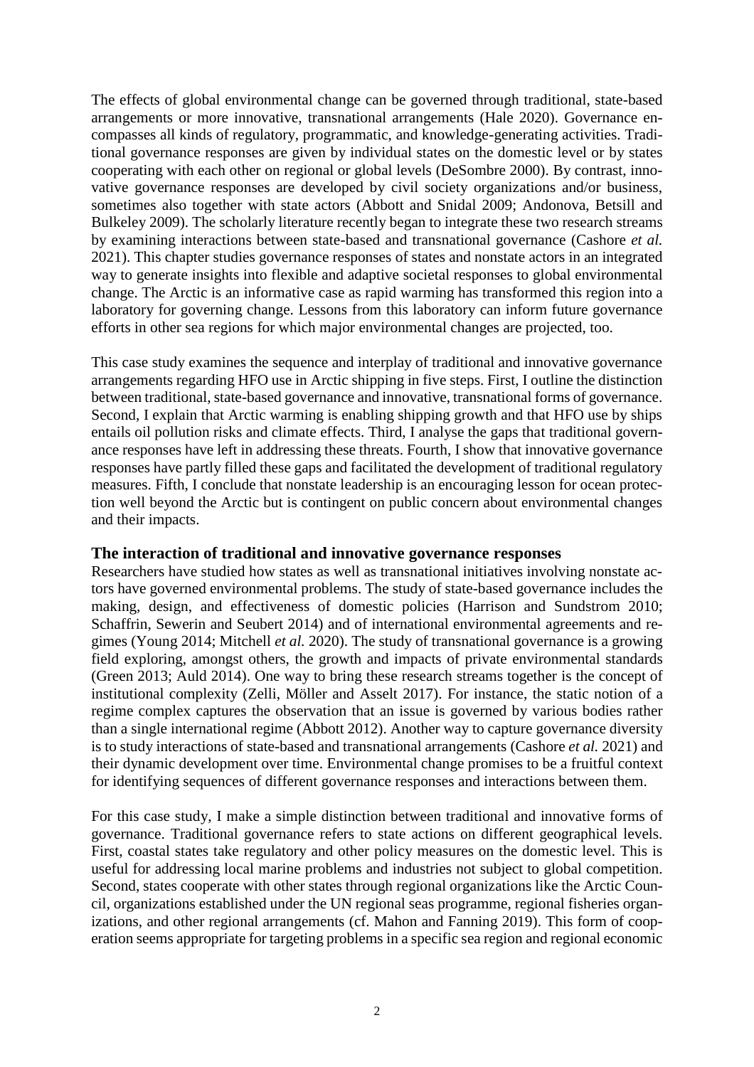The effects of global environmental change can be governed through traditional, state-based arrangements or more innovative, transnational arrangements (Hale 2020). Governance encompasses all kinds of regulatory, programmatic, and knowledge-generating activities. Traditional governance responses are given by individual states on the domestic level or by states cooperating with each other on regional or global levels (DeSombre 2000). By contrast, innovative governance responses are developed by civil society organizations and/or business, sometimes also together with state actors (Abbott and Snidal 2009; Andonova, Betsill and Bulkeley 2009). The scholarly literature recently began to integrate these two research streams by examining interactions between state-based and transnational governance (Cashore *et al.* 2021). This chapter studies governance responses of states and nonstate actors in an integrated way to generate insights into flexible and adaptive societal responses to global environmental change. The Arctic is an informative case as rapid warming has transformed this region into a laboratory for governing change. Lessons from this laboratory can inform future governance efforts in other sea regions for which major environmental changes are projected, too.

This case study examines the sequence and interplay of traditional and innovative governance arrangements regarding HFO use in Arctic shipping in five steps. First, I outline the distinction between traditional, state-based governance and innovative, transnational forms of governance. Second, I explain that Arctic warming is enabling shipping growth and that HFO use by ships entails oil pollution risks and climate effects. Third, I analyse the gaps that traditional governance responses have left in addressing these threats. Fourth, I show that innovative governance responses have partly filled these gaps and facilitated the development of traditional regulatory measures. Fifth, I conclude that nonstate leadership is an encouraging lesson for ocean protection well beyond the Arctic but is contingent on public concern about environmental changes and their impacts.

## The interaction of traditional and innovative governance responses

Researchers have studied how states as well as transnational initiatives involving nonstate actors have governed environmental problems. The study of state-based governance includes the making, design, and effectiveness of domestic policies (Harrison and Sundstrom 2010; Schaffrin, Sewerin and Seubert 2014) and of international environmental agreements and regimes (Young 2014; Mitchell *et al.* 2020). The study of transnational governance is a growing field exploring, amongst others, the growth and impacts of private environmental standards (Green 2013; Auld 2014). One way to bring these research streams together is the concept of institutional complexity (Zelli, Möller and Asselt 2017). For instance, the static notion of a regime complex captures the observation that an issue is governed by various bodies rather than a single international regime (Abbott 2012). Another way to capture governance diversity is to study interactions of state-based and transnational arrangements (Cashore *et al.* 2021) and their dynamic development over time. Environmental change promises to be a fruitful context for identifying sequences of different governance responses and interactions between them.

For this case study, I make a simple distinction between traditional and innovative forms of governance. Traditional governance refers to state actions on different geographical levels. First, coastal states take regulatory and other policy measures on the domestic level. This is useful for addressing local marine problems and industries not subject to global competition. Second, states cooperate with other states through regional organizations like the Arctic Council, organizations established under the UN regional seas programme, regional fisheries organizations, and other regional arrangements (cf. Mahon and Fanning 2019). This form of cooperation seems appropriate for targeting problems in a specific sea region and regional economic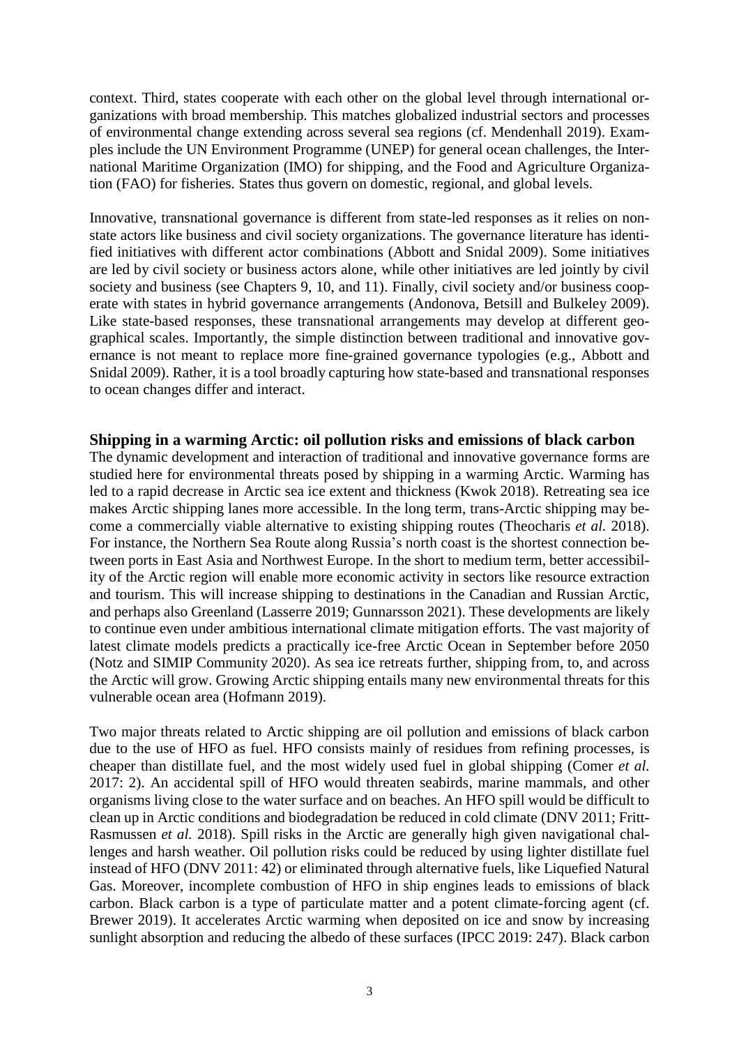context. Third, states cooperate with each other on the global level through international organizations with broad membership. This matches globalized industrial sectors and processes of environmental change extending across several sea regions (cf. Mendenhall 2019). Examples include the UN Environment Programme (UNEP) for general ocean challenges, the International Maritime Organization (IMO) for shipping, and the Food and Agriculture Organization (FAO) for fisheries. States thus govern on domestic, regional, and global levels.

Innovative, transnational governance is different from state-led responses as it relies on non-state actors like business and civil society organizations. The governance literature has identified initiatives with different actor combinations (Abbott and Snidal 2009). Some initiatives are led by civil society or business actors alone, while other initiatives are led jointly by civil society and business (see Chapters 9, 10, and 11). Finally, civil society and/or business cooperate with states in hybrid governance arrangements (Andonova, Betsill and Bulkeley 2009). Like state-based responses, these transnational arrangements may develop at different geographical scales. Importantly, the simple distinction between traditional and innovative governance is not meant to replace more fine-grained governance typologies (e.g., Abbott and Snidal 2009). Rather, it is a tool broadly capturing how state-based and transnational responses to ocean changes differ and interact.

## Shipping in a warming Arctic: oil pollution risks and emissions of black carbon

The dynamic development and interaction of traditional and innovative governance forms are studied here for environmental threats posed by shipping in a warming Arctic. Warming has led to a rapid decrease in Arctic sea ice extent and thickness (Kwok 2018). Retreating sea ice makes Arctic shipping lanes more accessible. In the long term, trans-Arctic shipping may become a commercially viable alternative to existing shipping routes (Theocharis *et al.* 2018). For instance, the Northern Sea Route along Russia's north coast is the shortest connection between ports in East Asia and Northwest Europe. In the short to medium term, better accessibility of the Arctic region will enable more economic activity in sectors like resource extraction and tourism. This will increase shipping to destinations in the Canadian and Russian Arctic, and perhaps also Greenland (Lasserre 2019; Gunnarsson 2021). These developments are likely to continue even under ambitious international climate mitigation efforts. The vast majority of latest climate models predicts a practically ice-free Arctic Ocean in September before 2050 (Notz and SIMIP Community 2020). As sea ice retreats further, shipping from, to, and across the Arctic will grow. Growing Arctic shipping entails many new environmental threats for this vulnerable ocean area (Hofmann 2019).

Two major threats related to Arctic shipping are oil pollution and emissions of black carbon due to the use of HFO as fuel. HFO consists mainly of residues from refining processes, is cheaper than distillate fuel, and the most widely used fuel in global shipping (Comer *et al.* 2017: 2). An accidental spill of HFO would threaten seabirds, marine mammals, and other organisms living close to the water surface and on beaches. An HFO spill would be difficult to clean up in Arctic conditions and biodegradation be reduced in cold climate (DNV 2011; Fritt-Rasmussen *et al.* 2018). Spill risks in the Arctic are generally high given navigational challenges and harsh weather. Oil pollution risks could be reduced by using lighter distillate fuel instead of HFO (DNV 2011: 42) or eliminated through alternative fuels, like Liquefied Natural Gas. Moreover, incomplete combustion of HFO in ship engines leads to emissions of black carbon. Black carbon is a type of particulate matter and a potent climate-forcing agent (cf. Brewer 2019). It accelerates Arctic warming when deposited on ice and snow by increasing sunlight absorption and reducing the albedo of these surfaces (IPCC 2019: 247). Black carbon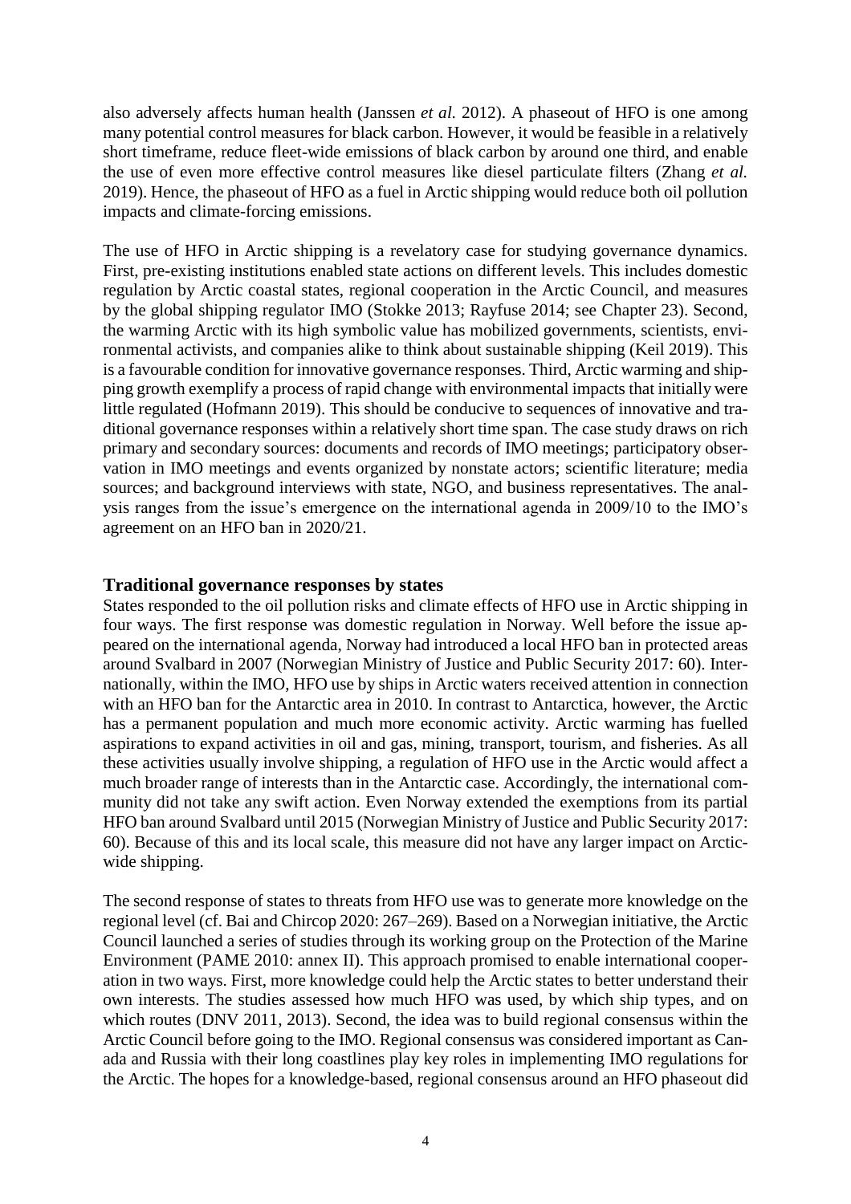also adversely affects human health (Janssen *et al.* 2012). A phaseout of HFO is one among many potential control measures for black carbon. However, it would be feasible in a relatively short timeframe, reduce fleet-wide emissions of black carbon by around one third, and enable the use of even more effective control measures like diesel particulate filters (Zhang *et al.* 2019). Hence, the phaseout of HFO as a fuel in Arctic shipping would reduce both oil pollution impacts and climate-forcing emissions.

The use of HFO in Arctic shipping is a revelatory case for studying governance dynamics. First, pre-existing institutions enabled state actions on different levels. This includes domestic regulation by Arctic coastal states, regional cooperation in the Arctic Council, and measures by the global shipping regulator IMO (Stokke 2013; Rayfuse 2014; see Chapter 23). Second, the warming Arctic with its high symbolic value has mobilized governments, scientists, environmental activists, and companies alike to think about sustainable shipping (Keil 2019). This is a favourable condition for innovative governance responses. Third, Arctic warming and shipping growth exemplify a process of rapid change with environmental impacts that initially were little regulated (Hofmann 2019). This should be conducive to sequences of innovative and traditional governance responses within a relatively short time span. The case study draws on rich primary and secondary sources: documents and records of IMO meetings; participatory observation in IMO meetings and events organized by nonstate actors; scientific literature; media sources; and background interviews with state, NGO, and business representatives. The analysis ranges from the issue's emergence on the international agenda in 2009/10 to the IMO's agreement on an HFO ban in 2020/21.

## Traditional governance responses by states

States responded to the oil pollution risks and climate effects of HFO use in Arctic shipping in four ways. The first response was domestic regulation in Norway. Well before the issue appeared on the international agenda, Norway had introduced a local HFO ban in protected areas around Svalbard in 2007 (Norwegian Ministry of Justice and Public Security 2017: 60). Internationally, within the IMO, HFO use by ships in Arctic waters received attention in connection with an HFO ban for the Antarctic area in 2010. In contrast to Antarctica, however, the Arctic has a permanent population and much more economic activity. Arctic warming has fuelled aspirations to expand activities in oil and gas, mining, transport, tourism, and fisheries. As all these activities usually involve shipping, a regulation of HFO use in the Arctic would affect a much broader range of interests than in the Antarctic case. Accordingly, the international community did not take any swift action. Even Norway extended the exemptions from its partial HFO ban around Svalbard until 2015 (Norwegian Ministry of Justice and Public Security 2017: 60). Because of this and its local scale, this measure did not have any larger impact on Arctic-wide shipping.

The second response of states to threats from HFO use was to generate more knowledge on the regional level (cf. Bai and Chircop 2020: 267–269). Based on a Norwegian initiative, the Arctic Council launched a series of studies through its working group on the Protection of the Marine Environment (PAME 2010: annex II). This approach promised to enable international cooperation in two ways. First, more knowledge could help the Arctic states to better understand their own interests. The studies assessed how much HFO was used, by which ship types, and on which routes (DNV 2011, 2013). Second, the idea was to build regional consensus within the Arctic Council before going to the IMO. Regional consensus was considered important as Canada and Russia with their long coastlines play key roles in implementing IMO regulations for the Arctic. The hopes for a knowledge-based, regional consensus around an HFO phaseout did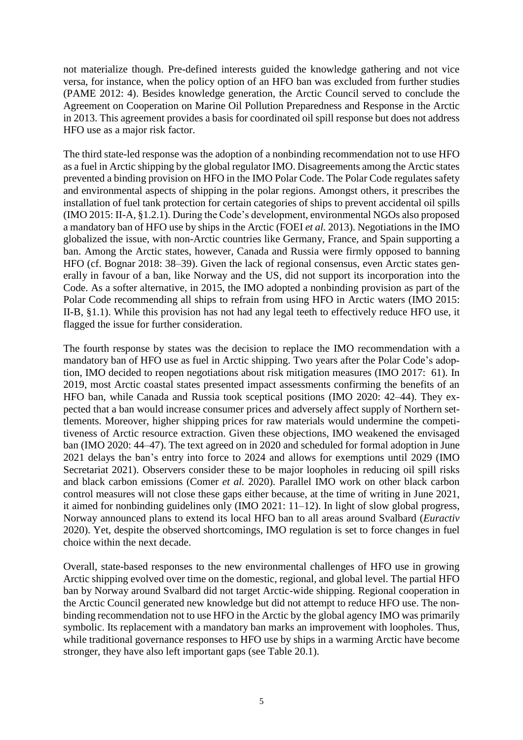not materialize though. Pre-defined interests guided the knowledge gathering and not vice versa, for instance, when the policy option of an HFO ban was excluded from further studies (PAME 2012: 4). Besides knowledge generation, the Arctic Council served to conclude the Agreement on Cooperation on Marine Oil Pollution Preparedness and Response in the Arctic in 2013. This agreement provides a basis for coordinated oil spill response but does not address HFO use as a major risk factor.

The third state-led response was the adoption of a nonbinding recommendation not to use HFO as a fuel in Arctic shipping by the global regulator IMO. Disagreements among the Arctic states prevented a binding provision on HFO in the IMO Polar Code. The Polar Code regulates safety and environmental aspects of shipping in the polar regions. Amongst others, it prescribes the installation of fuel tank protection for certain categories of ships to prevent accidental oil spills (IMO 2015: II-A, §1.2.1). During the Code's development, environmental NGOs also proposed a mandatory ban of HFO use by ships in the Arctic (FOEI *et al.* 2013). Negotiations in the IMO globalized the issue, with non-Arctic countries like Germany, France, and Spain supporting a ban. Among the Arctic states, however, Canada and Russia were firmly opposed to banning HFO (cf. Bognar 2018: 38–39). Given the lack of regional consensus, even Arctic states generally in favour of a ban, like Norway and the US, did not support its incorporation into the Code. As a softer alternative, in 2015, the IMO adopted a nonbinding provision as part of the Polar Code recommending all ships to refrain from using HFO in Arctic waters (IMO 2015: II-B, §1.1). While this provision has not had any legal teeth to effectively reduce HFO use, it flagged the issue for further consideration.

The fourth response by states was the decision to replace the IMO recommendation with a mandatory ban of HFO use as fuel in Arctic shipping. Two years after the Polar Code's adoption, IMO decided to reopen negotiations about risk mitigation measures (IMO 2017: 61). In 2019, most Arctic coastal states presented impact assessments confirming the benefits of an HFO ban, while Canada and Russia took sceptical positions (IMO 2020: 42–44). They expected that a ban would increase consumer prices and adversely affect supply of Northern settlements. Moreover, higher shipping prices for raw materials would undermine the competitiveness of Arctic resource extraction. Given these objections, IMO weakened the envisaged ban (IMO 2020: 44–47). The text agreed on in 2020 and scheduled for formal adoption in June 2021 delays the ban's entry into force to 2024 and allows for exemptions until 2029 (IMO Secretariat 2021). Observers consider these to be major loopholes in reducing oil spill risks and black carbon emissions (Comer *et al.* 2020). Parallel IMO work on other black carbon control measures will not close these gaps either because, at the time of writing in June 2021, it aimed for nonbinding guidelines only (IMO 2021: 11–12). In light of slow global progress, Norway announced plans to extend its local HFO ban to all areas around Svalbard (*Euractiv* 2020). Yet, despite the observed shortcomings, IMO regulation is set to force changes in fuel choice within the next decade.

Overall, state-based responses to the new environmental challenges of HFO use in growing Arctic shipping evolved over time on the domestic, regional, and global level. The partial HFO ban by Norway around Svalbard did not target Arctic-wide shipping. Regional cooperation in the Arctic Council generated new knowledge but did not attempt to reduce HFO use. The nonbinding recommendation not to use HFO in the Arctic by the global agency IMO was primarily symbolic. Its replacement with a mandatory ban marks an improvement with loopholes. Thus, while traditional governance responses to HFO use by ships in a warming Arctic have become stronger, they have also left important gaps (see Table 20.1).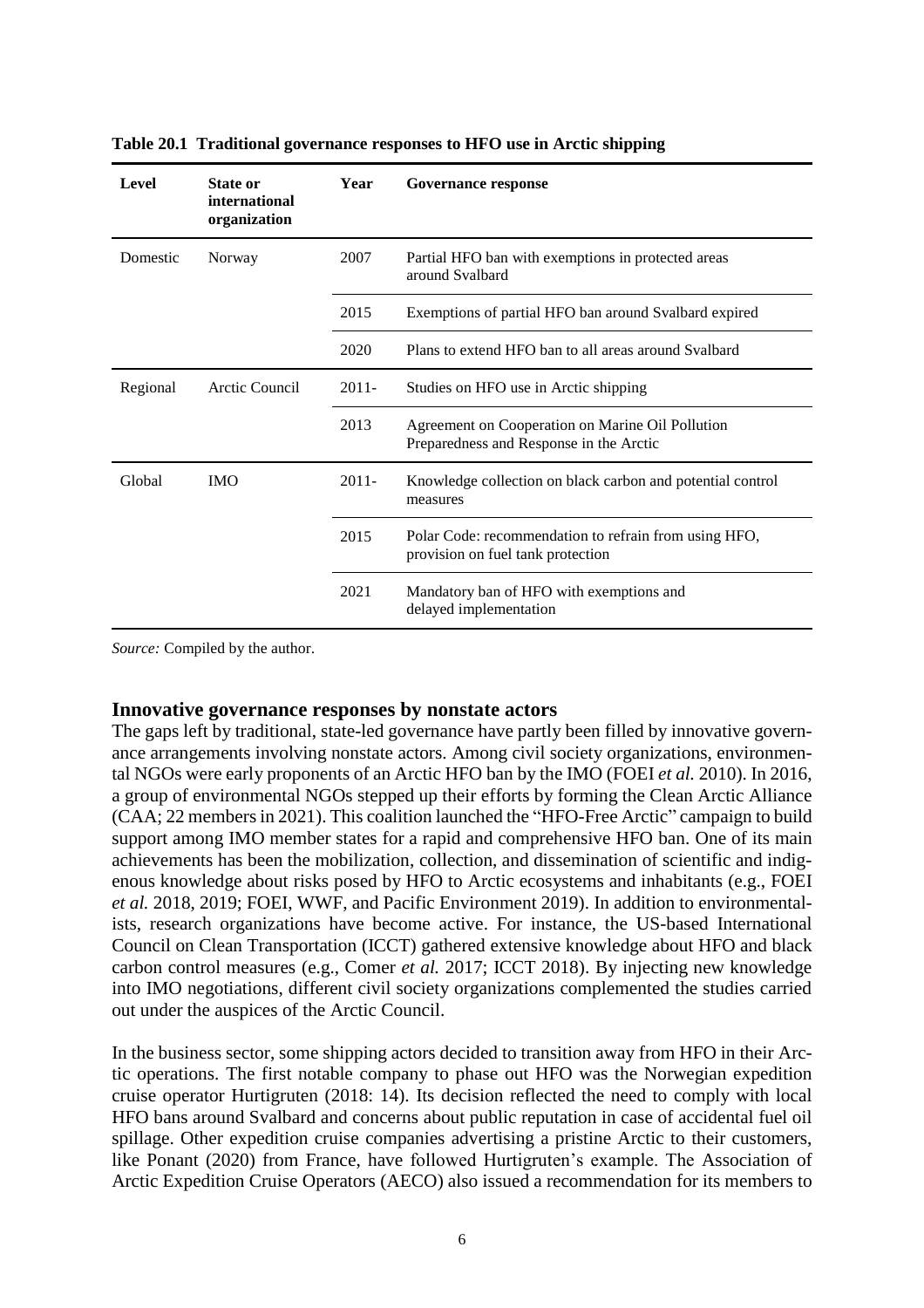**Table 20.1 Traditional governance responses to HFO use in Arctic shipping**

| Level | State or international organization | Year | Governance response |
|---|---|---|---|
| Domestic | Norway | 2007 | Partial HFO ban with exemptions in protected areas around Svalbard |
| | | 2015 | Exemptions of partial HFO ban around Svalbard expired |
| | | 2020 | Plans to extend HFO ban to all areas around Svalbard |
| Regional | Arctic Council | 2011- | Studies on HFO use in Arctic shipping |
| | | 2013 | Agreement on Cooperation on Marine Oil Pollution Preparedness and Response in the Arctic |
| Global | IMO | 2011- | Knowledge collection on black carbon and potential control measures |
| | | 2015 | Polar Code: recommendation to refrain from using HFO, provision on fuel tank protection |
| | | 2021 | Mandatory ban of HFO with exemptions and delayed implementation |

*Source:* Compiled by the author.

## Innovative governance responses by nonstate actors

The gaps left by traditional, state-led governance have partly been filled by innovative governance arrangements involving nonstate actors. Among civil society organizations, environmental NGOs were early proponents of an Arctic HFO ban by the IMO (FOEI *et al.* 2010). In 2016, a group of environmental NGOs stepped up their efforts by forming the Clean Arctic Alliance (CAA; 22 members in 2021). This coalition launched the "HFO-Free Arctic" campaign to build support among IMO member states for a rapid and comprehensive HFO ban. One of its main achievements has been the mobilization, collection, and dissemination of scientific and indigenous knowledge about risks posed by HFO to Arctic ecosystems and inhabitants (e.g., FOEI *et al.* 2018, 2019; FOEI, WWF, and Pacific Environment 2019). In addition to environmentalists, research organizations have become active. For instance, the US-based International Council on Clean Transportation (ICCT) gathered extensive knowledge about HFO and black carbon control measures (e.g., Comer *et al.* 2017; ICCT 2018). By injecting new knowledge into IMO negotiations, different civil society organizations complemented the studies carried out under the auspices of the Arctic Council.

In the business sector, some shipping actors decided to transition away from HFO in their Arctic operations. The first notable company to phase out HFO was the Norwegian expedition cruise operator Hurtigruten (2018: 14). Its decision reflected the need to comply with local HFO bans around Svalbard and concerns about public reputation in case of accidental fuel oil spillage. Other expedition cruise companies advertising a pristine Arctic to their customers, like Ponant (2020) from France, have followed Hurtigruten's example. The Association of Arctic Expedition Cruise Operators (AECO) also issued a recommendation for its members to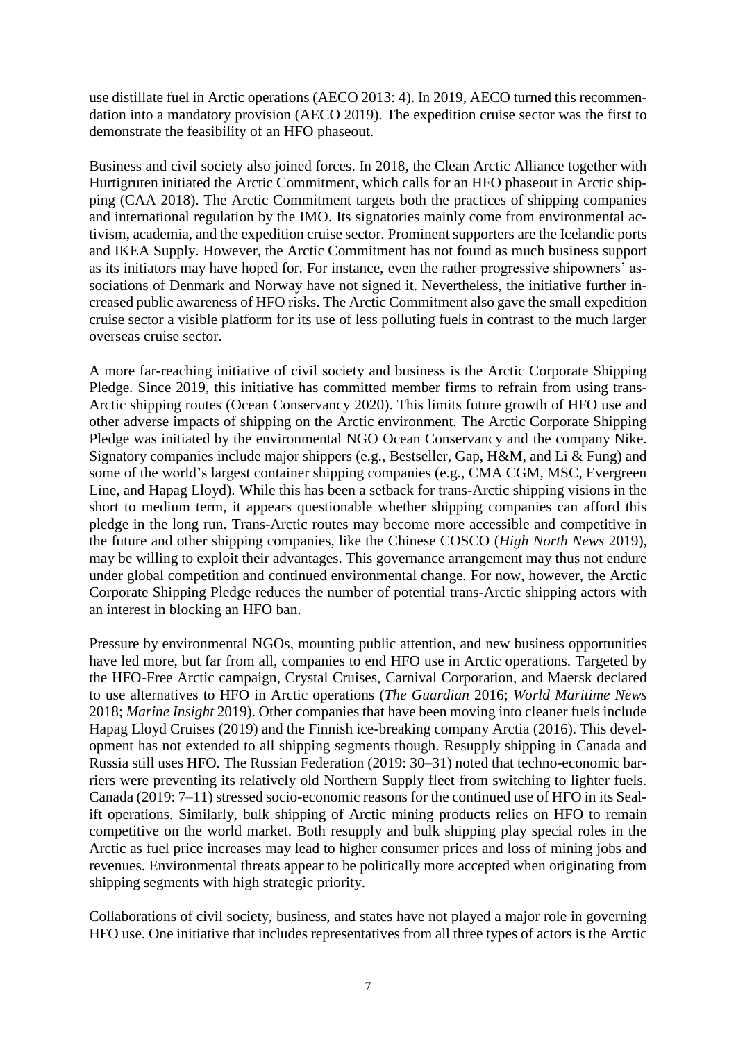use distillate fuel in Arctic operations (AECO 2013: 4). In 2019, AECO turned this recommendation into a mandatory provision (AECO 2019). The expedition cruise sector was the first to demonstrate the feasibility of an HFO phaseout.

Business and civil society also joined forces. In 2018, the Clean Arctic Alliance together with Hurtigruten initiated the Arctic Commitment, which calls for an HFO phaseout in Arctic shipping (CAA 2018). The Arctic Commitment targets both the practices of shipping companies and international regulation by the IMO. Its signatories mainly come from environmental activism, academia, and the expedition cruise sector. Prominent supporters are the Icelandic ports and IKEA Supply. However, the Arctic Commitment has not found as much business support as its initiators may have hoped for. For instance, even the rather progressive shipowners' associations of Denmark and Norway have not signed it. Nevertheless, the initiative further increased public awareness of HFO risks. The Arctic Commitment also gave the small expedition cruise sector a visible platform for its use of less polluting fuels in contrast to the much larger overseas cruise sector.

A more far-reaching initiative of civil society and business is the Arctic Corporate Shipping Pledge. Since 2019, this initiative has committed member firms to refrain from using trans-Arctic shipping routes (Ocean Conservancy 2020). This limits future growth of HFO use and other adverse impacts of shipping on the Arctic environment. The Arctic Corporate Shipping Pledge was initiated by the environmental NGO Ocean Conservancy and the company Nike. Signatory companies include major shippers (e.g., Bestseller, Gap, H&M, and Li & Fung) and some of the world's largest container shipping companies (e.g., CMA CGM, MSC, Evergreen Line, and Hapag Lloyd). While this has been a setback for trans-Arctic shipping visions in the short to medium term, it appears questionable whether shipping companies can afford this pledge in the long run. Trans-Arctic routes may become more accessible and competitive in the future and other shipping companies, like the Chinese COSCO (*High North News* 2019), may be willing to exploit their advantages. This governance arrangement may thus not endure under global competition and continued environmental change. For now, however, the Arctic Corporate Shipping Pledge reduces the number of potential trans-Arctic shipping actors with an interest in blocking an HFO ban.

Pressure by environmental NGOs, mounting public attention, and new business opportunities have led more, but far from all, companies to end HFO use in Arctic operations. Targeted by the HFO-Free Arctic campaign, Crystal Cruises, Carnival Corporation, and Maersk declared to use alternatives to HFO in Arctic operations (*The Guardian* 2016; *World Maritime News* 2018; *Marine Insight* 2019). Other companies that have been moving into cleaner fuels include Hapag Lloyd Cruises (2019) and the Finnish ice-breaking company Arctia (2016). This development has not extended to all shipping segments though. Resupply shipping in Canada and Russia still uses HFO. The Russian Federation (2019: 30–31) noted that techno-economic barriers were preventing its relatively old Northern Supply fleet from switching to lighter fuels. Canada (2019: 7–11) stressed socio-economic reasons for the continued use of HFO in its Sealift operations. Similarly, bulk shipping of Arctic mining products relies on HFO to remain competitive on the world market. Both resupply and bulk shipping play special roles in the Arctic as fuel price increases may lead to higher consumer prices and loss of mining jobs and revenues. Environmental threats appear to be politically more accepted when originating from shipping segments with high strategic priority.

Collaborations of civil society, business, and states have not played a major role in governing HFO use. One initiative that includes representatives from all three types of actors is the Arctic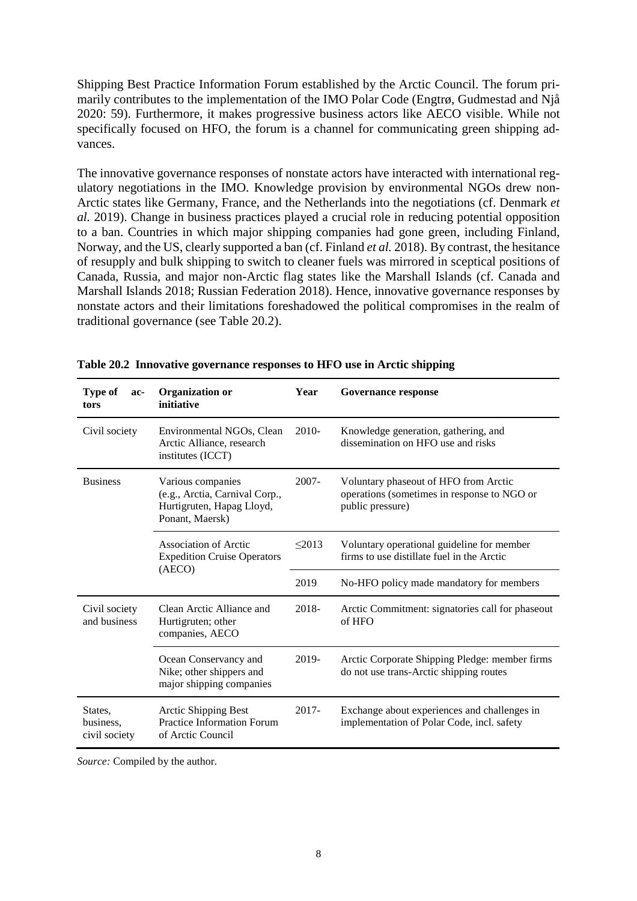Shipping Best Practice Information Forum established by the Arctic Council. The forum primarily contributes to the implementation of the IMO Polar Code (Engtrø, Gudmestad and Njå 2020: 59). Furthermore, it makes progressive business actors like AECO visible. While not specifically focused on HFO, the forum is a channel for communicating green shipping advances.

The innovative governance responses of nonstate actors have interacted with international regulatory negotiations in the IMO. Knowledge provision by environmental NGOs drew non-Arctic states like Germany, France, and the Netherlands into the negotiations (cf. Denmark *et al.* 2019). Change in business practices played a crucial role in reducing potential opposition to a ban. Countries in which major shipping companies had gone green, including Finland, Norway, and the US, clearly supported a ban (cf. Finland *et al.* 2018). By contrast, the hesitance of resupply and bulk shipping to switch to cleaner fuels was mirrored in sceptical positions of Canada, Russia, and major non-Arctic flag states like the Marshall Islands (cf. Canada and Marshall Islands 2018; Russian Federation 2018). Hence, innovative governance responses by nonstate actors and their limitations foreshadowed the political compromises in the realm of traditional governance (see Table 20.2).

**Table 20.2 Innovative governance responses to HFO use in Arctic shipping**

| Type of actors | Organization or initiative | Year | Governance response |
|---|---|---|---|
| Civil society | Environmental NGOs, Clean Arctic Alliance, research institutes (ICCT) | 2010- | Knowledge generation, gathering, and dissemination on HFO use and risks |
| Business | Various companies (e.g., Arctia, Carnival Corp., Hurtigruten, Hapag Lloyd, Ponant, Maersk) | 2007- | Voluntary phaseout of HFO from Arctic operations (sometimes in response to NGO or public pressure) |
| | Association of Arctic Expedition Cruise Operators (AECO) | ≤2013 | Voluntary operational guideline for member firms to use distillate fuel in the Arctic |
| | | 2019 | No-HFO policy made mandatory for members |
| Civil society and business | Clean Arctic Alliance and Hurtigruten; other companies, AECO | 2018- | Arctic Commitment: signatories call for phaseout of HFO |
| | Ocean Conservancy and Nike; other shippers and major shipping companies | 2019- | Arctic Corporate Shipping Pledge: member firms do not use trans-Arctic shipping routes |
| States, business, civil society | Arctic Shipping Best Practice Information Forum of Arctic Council | 2017- | Exchange about experiences and challenges in implementation of Polar Code, incl. safety |

*Source:* Compiled by the author.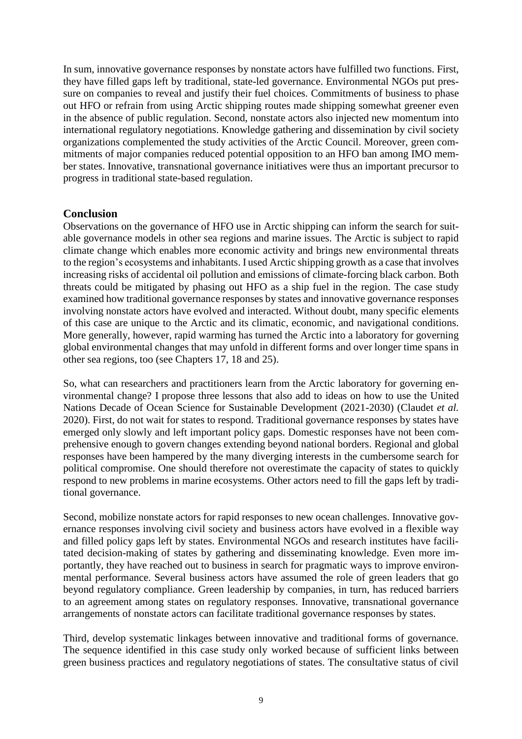In sum, innovative governance responses by nonstate actors have fulfilled two functions. First, they have filled gaps left by traditional, state-led governance. Environmental NGOs put pressure on companies to reveal and justify their fuel choices. Commitments of business to phase out HFO or refrain from using Arctic shipping routes made shipping somewhat greener even in the absence of public regulation. Second, nonstate actors also injected new momentum into international regulatory negotiations. Knowledge gathering and dissemination by civil society organizations complemented the study activities of the Arctic Council. Moreover, green commitments of major companies reduced potential opposition to an HFO ban among IMO member states. Innovative, transnational governance initiatives were thus an important precursor to progress in traditional state-based regulation.

## Conclusion

Observations on the governance of HFO use in Arctic shipping can inform the search for suitable governance models in other sea regions and marine issues. The Arctic is subject to rapid climate change which enables more economic activity and brings new environmental threats to the region's ecosystems and inhabitants. I used Arctic shipping growth as a case that involves increasing risks of accidental oil pollution and emissions of climate-forcing black carbon. Both threats could be mitigated by phasing out HFO as a ship fuel in the region. The case study examined how traditional governance responses by states and innovative governance responses involving nonstate actors have evolved and interacted. Without doubt, many specific elements of this case are unique to the Arctic and its climatic, economic, and navigational conditions. More generally, however, rapid warming has turned the Arctic into a laboratory for governing global environmental changes that may unfold in different forms and over longer time spans in other sea regions, too (see Chapters 17, 18 and 25).

So, what can researchers and practitioners learn from the Arctic laboratory for governing environmental change? I propose three lessons that also add to ideas on how to use the United Nations Decade of Ocean Science for Sustainable Development (2021-2030) (Claudet *et al.* 2020). First, do not wait for states to respond. Traditional governance responses by states have emerged only slowly and left important policy gaps. Domestic responses have not been comprehensive enough to govern changes extending beyond national borders. Regional and global responses have been hampered by the many diverging interests in the cumbersome search for political compromise. One should therefore not overestimate the capacity of states to quickly respond to new problems in marine ecosystems. Other actors need to fill the gaps left by traditional governance.

Second, mobilize nonstate actors for rapid responses to new ocean challenges. Innovative governance responses involving civil society and business actors have evolved in a flexible way and filled policy gaps left by states. Environmental NGOs and research institutes have facilitated decision-making of states by gathering and disseminating knowledge. Even more importantly, they have reached out to business in search for pragmatic ways to improve environmental performance. Several business actors have assumed the role of green leaders that go beyond regulatory compliance. Green leadership by companies, in turn, has reduced barriers to an agreement among states on regulatory responses. Innovative, transnational governance arrangements of nonstate actors can facilitate traditional governance responses by states.

Third, develop systematic linkages between innovative and traditional forms of governance. The sequence identified in this case study only worked because of sufficient links between green business practices and regulatory negotiations of states. The consultative status of civil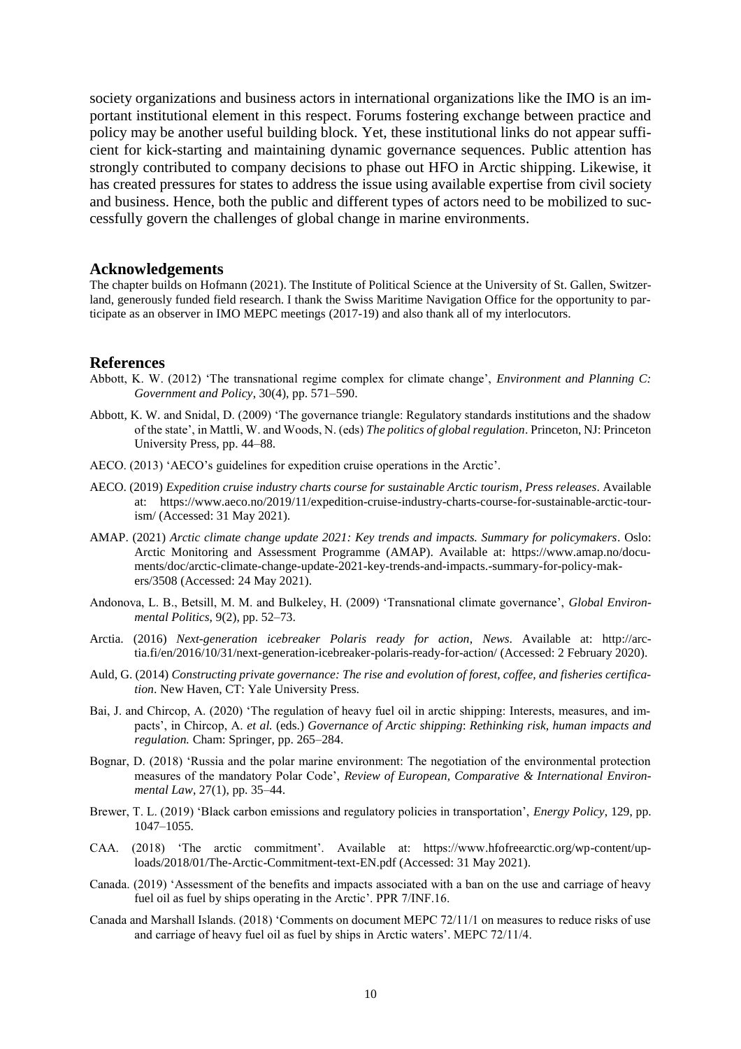society organizations and business actors in international organizations like the IMO is an important institutional element in this respect. Forums fostering exchange between practice and policy may be another useful building block. Yet, these institutional links do not appear sufficient for kick-starting and maintaining dynamic governance sequences. Public attention has strongly contributed to company decisions to phase out HFO in Arctic shipping. Likewise, it has created pressures for states to address the issue using available expertise from civil society and business. Hence, both the public and different types of actors need to be mobilized to successfully govern the challenges of global change in marine environments.

## Acknowledgements

The chapter builds on Hofmann (2021). The Institute of Political Science at the University of St. Gallen, Switzerland, generously funded field research. I thank the Swiss Maritime Navigation Office for the opportunity to participate as an observer in IMO MEPC meetings (2017-19) and also thank all of my interlocutors.

## References

Abbott, K. W. (2012) 'The transnational regime complex for climate change', *Environment and Planning C: Government and Policy*, 30(4), pp. 571–590.

Abbott, K. W. and Snidal, D. (2009) 'The governance triangle: Regulatory standards institutions and the shadow of the state', in Mattli, W. and Woods, N. (eds) *The politics of global regulation*. Princeton, NJ: Princeton University Press, pp. 44–88.

AECO. (2013) 'AECO's guidelines for expedition cruise operations in the Arctic'.

AECO. (2019) *Expedition cruise industry charts course for sustainable Arctic tourism*, *Press releases*. Available at: https://www.aeco.no/2019/11/expedition-cruise-industry-charts-course-for-sustainable-arctic-tourism/ (Accessed: 31 May 2021).

AMAP. (2021) *Arctic climate change update 2021: Key trends and impacts. Summary for policymakers*. Oslo: Arctic Monitoring and Assessment Programme (AMAP). Available at: https://www.amap.no/documents/doc/arctic-climate-change-update-2021-key-trends-and-impacts.-summary-for-policy-makers/3508 (Accessed: 24 May 2021).

Andonova, L. B., Betsill, M. M. and Bulkeley, H. (2009) 'Transnational climate governance', *Global Environmental Politics*, 9(2), pp. 52–73.

Arctia. (2016) *Next-generation icebreaker Polaris ready for action*, *News*. Available at: http://arctia.fi/en/2016/10/31/next-generation-icebreaker-polaris-ready-for-action/ (Accessed: 2 February 2020).

Auld, G. (2014) *Constructing private governance: The rise and evolution of forest, coffee, and fisheries certification*. New Haven, CT: Yale University Press.

Bai, J. and Chircop, A. (2020) 'The regulation of heavy fuel oil in arctic shipping: Interests, measures, and impacts', in Chircop, A. *et al.* (eds.) *Governance of Arctic shipping*: *Rethinking risk, human impacts and regulation.* Cham: Springer, pp. 265–284.

Bognar, D. (2018) 'Russia and the polar marine environment: The negotiation of the environmental protection measures of the mandatory Polar Code', *Review of European, Comparative & International Environmental Law*, 27(1), pp. 35–44.

Brewer, T. L. (2019) 'Black carbon emissions and regulatory policies in transportation', *Energy Policy*, 129, pp. 1047–1055.

CAA. (2018) 'The arctic commitment'. Available at: https://www.hfofreearctic.org/wp-content/uploads/2018/01/The-Arctic-Commitment-text-EN.pdf (Accessed: 31 May 2021).

Canada. (2019) 'Assessment of the benefits and impacts associated with a ban on the use and carriage of heavy fuel oil as fuel by ships operating in the Arctic'. PPR 7/INF.16.

Canada and Marshall Islands. (2018) 'Comments on document MEPC 72/11/1 on measures to reduce risks of use and carriage of heavy fuel oil as fuel by ships in Arctic waters'. MEPC 72/11/4.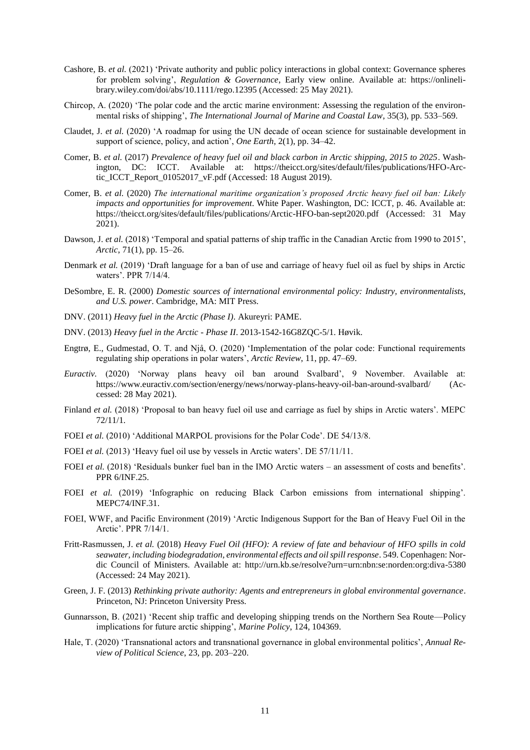Cashore, B. *et al.* (2021) 'Private authority and public policy interactions in global context: Governance spheres for problem solving', *Regulation & Governance*, Early view online. Available at: https://onlinelibrary.wiley.com/doi/abs/10.1111/rego.12395 (Accessed: 25 May 2021).

Chircop, A. (2020) 'The polar code and the arctic marine environment: Assessing the regulation of the environmental risks of shipping', *The International Journal of Marine and Coastal Law*, 35(3), pp. 533–569.

Claudet, J. *et al.* (2020) 'A roadmap for using the UN decade of ocean science for sustainable development in support of science, policy, and action', *One Earth*, 2(1), pp. 34–42.

Comer, B. *et al.* (2017) *Prevalence of heavy fuel oil and black carbon in Arctic shipping, 2015 to 2025*. Washington, DC: ICCT. Available at: https://theicct.org/sites/default/files/publications/HFO-Arctic_ICCT_Report_01052017_vF.pdf (Accessed: 18 August 2019).

Comer, B. *et al.* (2020) *The international maritime organization's proposed Arctic heavy fuel oil ban: Likely impacts and opportunities for improvement*. White Paper. Washington, DC: ICCT, p. 46. Available at: https://theicct.org/sites/default/files/publications/Arctic-HFO-ban-sept2020.pdf (Accessed: 31 May 2021).

Dawson, J. *et al.* (2018) 'Temporal and spatial patterns of ship traffic in the Canadian Arctic from 1990 to 2015', *Arctic*, 71(1), pp. 15–26.

Denmark *et al.* (2019) 'Draft language for a ban of use and carriage of heavy fuel oil as fuel by ships in Arctic waters'. PPR 7/14/4.

DeSombre, E. R. (2000) *Domestic sources of international environmental policy: Industry, environmentalists, and U.S. power*. Cambridge, MA: MIT Press.

DNV. (2011) *Heavy fuel in the Arctic (Phase I)*. Akureyri: PAME.

DNV. (2013) *Heavy fuel in the Arctic - Phase II*. 2013-1542-16G8ZQC-5/1. Høvik.

Engtrø, E., Gudmestad, O. T. and Njå, O. (2020) 'Implementation of the polar code: Functional requirements regulating ship operations in polar waters', *Arctic Review*, 11, pp. 47–69.

*Euractiv.* (2020) 'Norway plans heavy oil ban around Svalbard', 9 November. Available at: https://www.euractiv.com/section/energy/news/norway-plans-heavy-oil-ban-around-svalbard/ (Accessed: 28 May 2021).

Finland *et al.* (2018) 'Proposal to ban heavy fuel oil use and carriage as fuel by ships in Arctic waters'. MEPC 72/11/1.

FOEI *et al.* (2010) 'Additional MARPOL provisions for the Polar Code'. DE 54/13/8.

FOEI *et al.* (2013) 'Heavy fuel oil use by vessels in Arctic waters'. DE 57/11/11.

FOEI *et al.* (2018) 'Residuals bunker fuel ban in the IMO Arctic waters – an assessment of costs and benefits'. PPR 6/INF.25.

FOEI *et al.* (2019) 'Infographic on reducing Black Carbon emissions from international shipping'. MEPC74/INF.31.

FOEI, WWF, and Pacific Environment (2019) 'Arctic Indigenous Support for the Ban of Heavy Fuel Oil in the Arctic'. PPR 7/14/1.

Fritt-Rasmussen, J. *et al.* (2018) *Heavy Fuel Oil (HFO): A review of fate and behaviour of HFO spills in cold seawater, including biodegradation, environmental effects and oil spill response*. 549. Copenhagen: Nordic Council of Ministers. Available at: http://urn.kb.se/resolve?urn=urn:nbn:se:norden:org:diva-5380 (Accessed: 24 May 2021).

Green, J. F. (2013) *Rethinking private authority: Agents and entrepreneurs in global environmental governance*. Princeton, NJ: Princeton University Press.

Gunnarsson, B. (2021) 'Recent ship traffic and developing shipping trends on the Northern Sea Route—Policy implications for future arctic shipping', *Marine Policy*, 124, 104369.

Hale, T. (2020) 'Transnational actors and transnational governance in global environmental politics', *Annual Review of Political Science*, 23, pp. 203–220.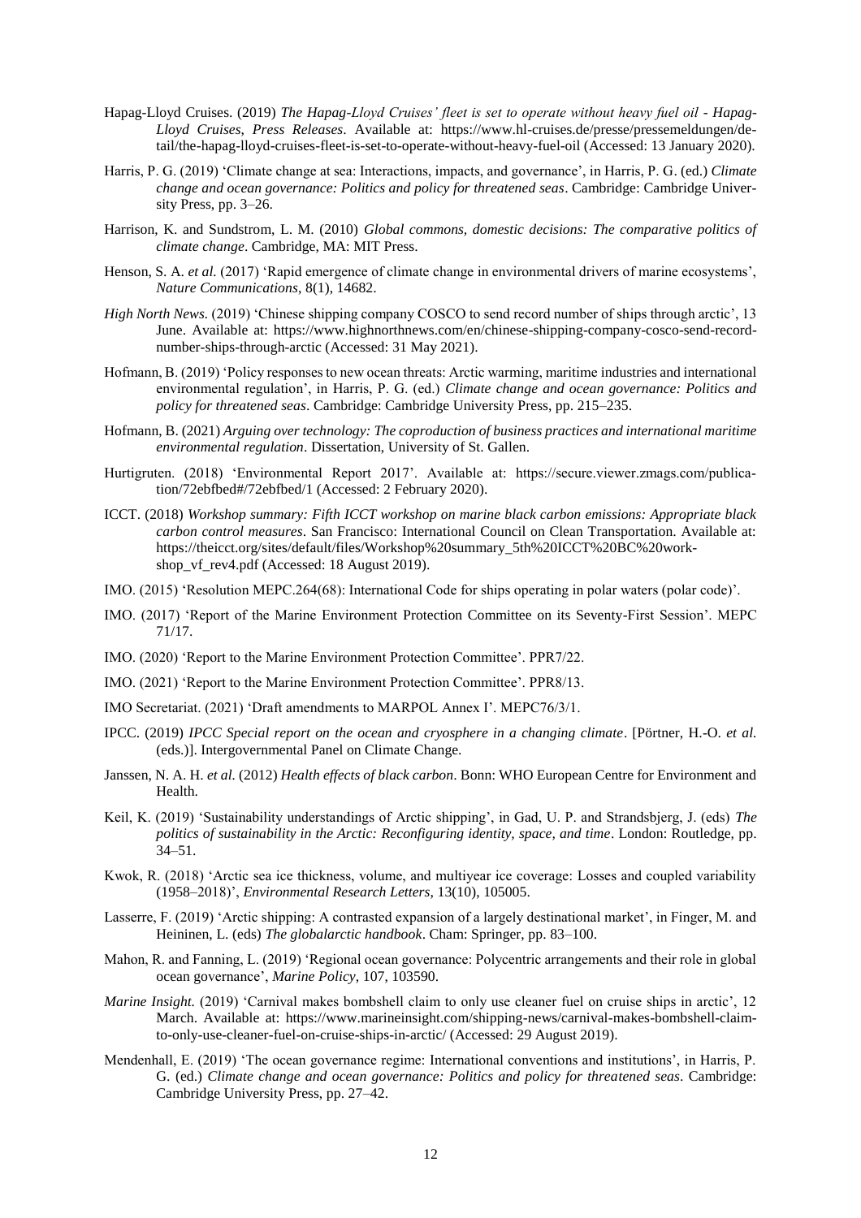Hapag-Lloyd Cruises. (2019) *The Hapag-Lloyd Cruises' fleet is set to operate without heavy fuel oil - Hapag-Lloyd Cruises, Press Releases*. Available at: https://www.hl-cruises.de/presse/pressemeldungen/detail/the-hapag-lloyd-cruises-fleet-is-set-to-operate-without-heavy-fuel-oil (Accessed: 13 January 2020).

Harris, P. G. (2019) 'Climate change at sea: Interactions, impacts, and governance', in Harris, P. G. (ed.) *Climate change and ocean governance: Politics and policy for threatened seas*. Cambridge: Cambridge University Press, pp. 3–26.

Harrison, K. and Sundstrom, L. M. (2010) *Global commons, domestic decisions: The comparative politics of climate change*. Cambridge, MA: MIT Press.

Henson, S. A. *et al.* (2017) 'Rapid emergence of climate change in environmental drivers of marine ecosystems', *Nature Communications*, 8(1), 14682.

*High North News*. (2019) 'Chinese shipping company COSCO to send record number of ships through arctic', 13 June. Available at: https://www.highnorthnews.com/en/chinese-shipping-company-cosco-send-record-number-ships-through-arctic (Accessed: 31 May 2021).

Hofmann, B. (2019) 'Policy responses to new ocean threats: Arctic warming, maritime industries and international environmental regulation', in Harris, P. G. (ed.) *Climate change and ocean governance: Politics and policy for threatened seas*. Cambridge: Cambridge University Press, pp. 215–235.

Hofmann, B. (2021) *Arguing over technology: The coproduction of business practices and international maritime environmental regulation*. Dissertation, University of St. Gallen.

Hurtigruten. (2018) 'Environmental Report 2017'. Available at: https://secure.viewer.zmags.com/publication/72ebfbed#/72ebfbed/1 (Accessed: 2 February 2020).

ICCT. (2018) *Workshop summary: Fifth ICCT workshop on marine black carbon emissions: Appropriate black carbon control measures*. San Francisco: International Council on Clean Transportation. Available at: https://theicct.org/sites/default/files/Workshop%20summary_5th%20ICCT%20BC%20workshop_vf_rev4.pdf (Accessed: 18 August 2019).

IMO. (2015) 'Resolution MEPC.264(68): International Code for ships operating in polar waters (polar code)'.

IMO. (2017) 'Report of the Marine Environment Protection Committee on its Seventy-First Session'. MEPC 71/17.

IMO. (2020) 'Report to the Marine Environment Protection Committee'. PPR7/22.

IMO. (2021) 'Report to the Marine Environment Protection Committee'. PPR8/13.

IMO Secretariat. (2021) 'Draft amendments to MARPOL Annex I'. MEPC76/3/1.

IPCC. (2019) *IPCC Special report on the ocean and cryosphere in a changing climate*. [Pörtner, H.-O. *et al.* (eds.)]. Intergovernmental Panel on Climate Change.

Janssen, N. A. H. *et al.* (2012) *Health effects of black carbon*. Bonn: WHO European Centre for Environment and Health.

Keil, K. (2019) 'Sustainability understandings of Arctic shipping', in Gad, U. P. and Strandsbjerg, J. (eds) *The politics of sustainability in the Arctic: Reconfiguring identity, space, and time*. London: Routledge, pp. 34–51.

Kwok, R. (2018) 'Arctic sea ice thickness, volume, and multiyear ice coverage: Losses and coupled variability (1958–2018)', *Environmental Research Letters*, 13(10), 105005.

Lasserre, F. (2019) 'Arctic shipping: A contrasted expansion of a largely destinational market', in Finger, M. and Heininen, L. (eds) *The globalarctic handbook*. Cham: Springer, pp. 83–100.

Mahon, R. and Fanning, L. (2019) 'Regional ocean governance: Polycentric arrangements and their role in global ocean governance', *Marine Policy*, 107, 103590.

*Marine Insight*. (2019) 'Carnival makes bombshell claim to only use cleaner fuel on cruise ships in arctic', 12 March. Available at: https://www.marineinsight.com/shipping-news/carnival-makes-bombshell-claim-to-only-use-cleaner-fuel-on-cruise-ships-in-arctic/ (Accessed: 29 August 2019).

Mendenhall, E. (2019) 'The ocean governance regime: International conventions and institutions', in Harris, P. G. (ed.) *Climate change and ocean governance: Politics and policy for threatened seas*. Cambridge: Cambridge University Press, pp. 27–42.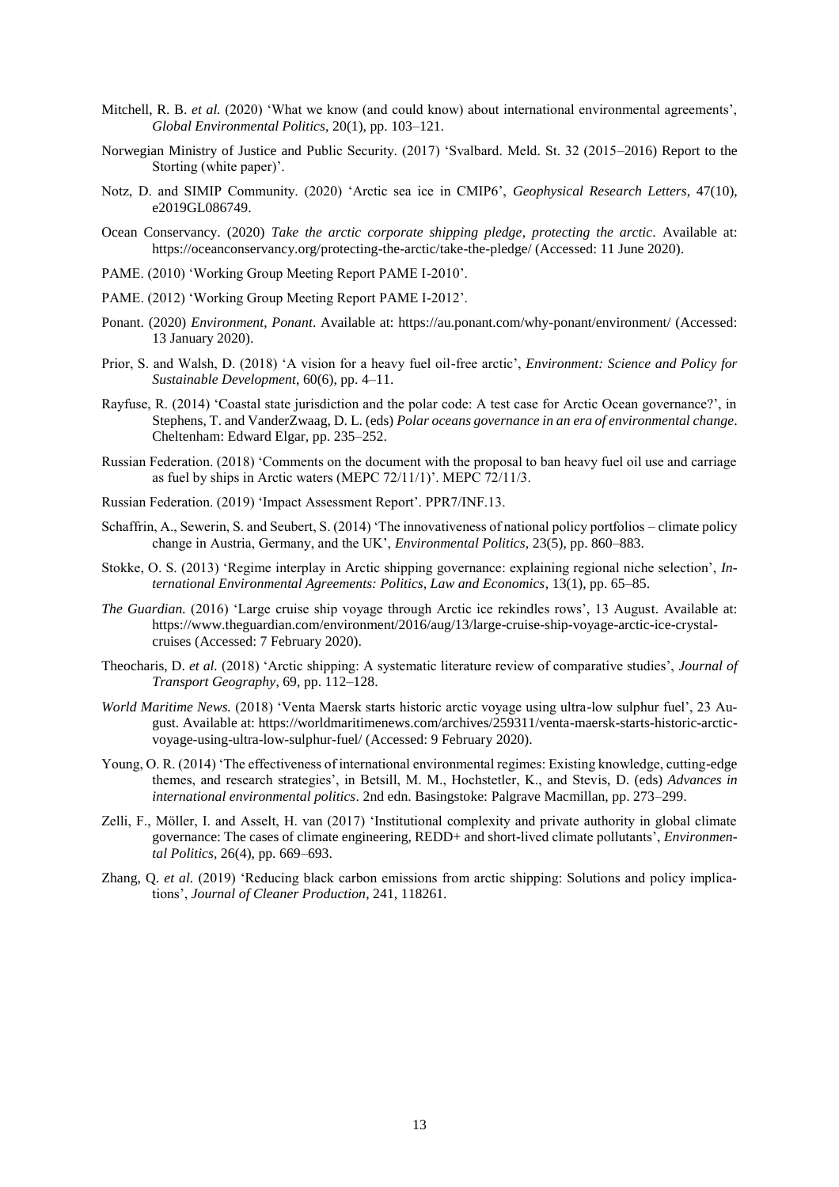Mitchell, R. B. *et al.* (2020) 'What we know (and could know) about international environmental agreements', *Global Environmental Politics*, 20(1), pp. 103–121.

Norwegian Ministry of Justice and Public Security. (2017) 'Svalbard. Meld. St. 32 (2015–2016) Report to the Storting (white paper)'.

Notz, D. and SIMIP Community. (2020) 'Arctic sea ice in CMIP6', *Geophysical Research Letters*, 47(10), e2019GL086749.

Ocean Conservancy. (2020) *Take the arctic corporate shipping pledge, protecting the arctic*. Available at: https://oceanconservancy.org/protecting-the-arctic/take-the-pledge/ (Accessed: 11 June 2020).

PAME. (2010) 'Working Group Meeting Report PAME I-2010'.

PAME. (2012) 'Working Group Meeting Report PAME I-2012'.

Ponant. (2020) *Environment, Ponant*. Available at: https://au.ponant.com/why-ponant/environment/ (Accessed: 13 January 2020).

Prior, S. and Walsh, D. (2018) 'A vision for a heavy fuel oil-free arctic', *Environment: Science and Policy for Sustainable Development*, 60(6), pp. 4–11.

Rayfuse, R. (2014) 'Coastal state jurisdiction and the polar code: A test case for Arctic Ocean governance?', in Stephens, T. and VanderZwaag, D. L. (eds) *Polar oceans governance in an era of environmental change*. Cheltenham: Edward Elgar, pp. 235–252.

Russian Federation. (2018) 'Comments on the document with the proposal to ban heavy fuel oil use and carriage as fuel by ships in Arctic waters (MEPC 72/11/1)'. MEPC 72/11/3.

Russian Federation. (2019) 'Impact Assessment Report'. PPR7/INF.13.

Schaffrin, A., Sewerin, S. and Seubert, S. (2014) 'The innovativeness of national policy portfolios – climate policy change in Austria, Germany, and the UK', *Environmental Politics*, 23(5), pp. 860–883.

Stokke, O. S. (2013) 'Regime interplay in Arctic shipping governance: explaining regional niche selection', *International Environmental Agreements: Politics, Law and Economics*, 13(1), pp. 65–85.

*The Guardian.* (2016) 'Large cruise ship voyage through Arctic ice rekindles rows', 13 August. Available at: https://www.theguardian.com/environment/2016/aug/13/large-cruise-ship-voyage-arctic-ice-crystal-cruises (Accessed: 7 February 2020).

Theocharis, D. *et al.* (2018) 'Arctic shipping: A systematic literature review of comparative studies', *Journal of Transport Geography*, 69, pp. 112–128.

*World Maritime News.* (2018) 'Venta Maersk starts historic arctic voyage using ultra-low sulphur fuel', 23 August. Available at: https://worldmaritimenews.com/archives/259311/venta-maersk-starts-historic-arctic-voyage-using-ultra-low-sulphur-fuel/ (Accessed: 9 February 2020).

Young, O. R. (2014) 'The effectiveness of international environmental regimes: Existing knowledge, cutting-edge themes, and research strategies', in Betsill, M. M., Hochstetler, K., and Stevis, D. (eds) *Advances in international environmental politics*. 2nd edn. Basingstoke: Palgrave Macmillan, pp. 273–299.

Zelli, F., Möller, I. and Asselt, H. van (2017) 'Institutional complexity and private authority in global climate governance: The cases of climate engineering, REDD+ and short-lived climate pollutants', *Environmental Politics*, 26(4), pp. 669–693.

Zhang, Q. *et al.* (2019) 'Reducing black carbon emissions from arctic shipping: Solutions and policy implications', *Journal of Cleaner Production*, 241, 118261.